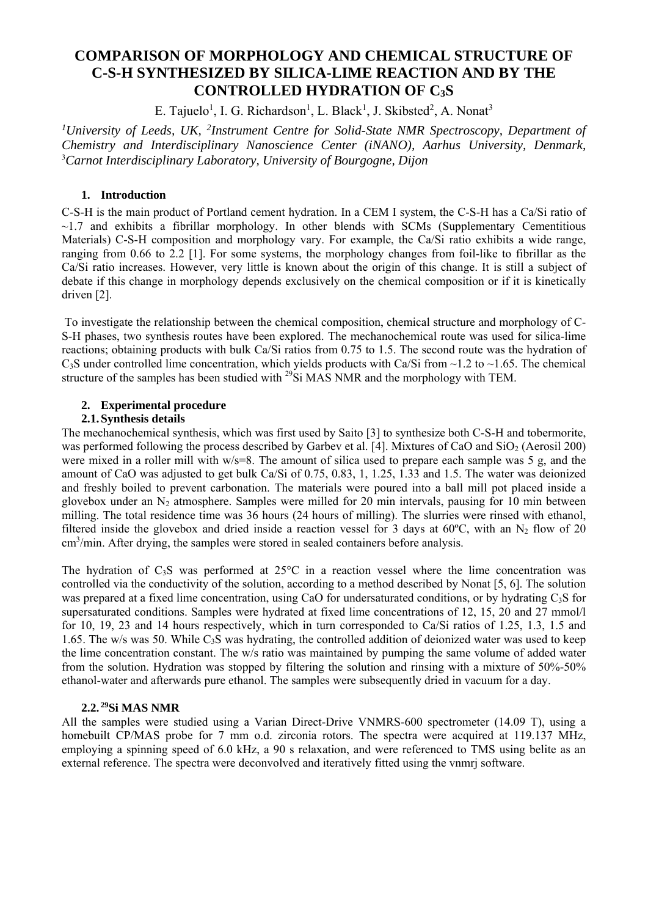# COMPARISON OF MORPHOLOGY AND CHEMICAL STRUCTURE OF C-S-H SYNTHESIZED BY SILICA-LIME REACTION AND BY THE CONTROLLED HYDRATION OF $C_3S$

E. Tajuelo[1], I. G. Richardson[1], L. Black[1], J. Skibsted[2], A. Nonat[3]

[1]*University of Leeds, UK,* [2]*Instrument Centre for Solid-State NMR Spectroscopy, Department of Chemistry and Interdisciplinary Nanoscience Center (iNANO), Aarhus University, Denmark,* [3]*Carnot Interdisciplinary Laboratory, University of Bourgogne, Dijon*

## 1. Introduction

C-S-H is the main product of Portland cement hydration. In a CEM I system, the C-S-H has a Ca/Si ratio of ~1.7 and exhibits a fibrillar morphology. In other blends with SCMs (Supplementary Cementitious Materials) C-S-H composition and morphology vary. For example, the Ca/Si ratio exhibits a wide range, ranging from 0.66 to 2.2 [1]. For some systems, the morphology changes from foil-like to fibrillar as the Ca/Si ratio increases. However, very little is known about the origin of this change. It is still a subject of debate if this change in morphology depends exclusively on the chemical composition or if it is kinetically driven [2].

To investigate the relationship between the chemical composition, chemical structure and morphology of C-S-H phases, two synthesis routes have been explored. The mechanochemical route was used for silica-lime reactions; obtaining products with bulk Ca/Si ratios from 0.75 to 1.5. The second route was the hydration of $C_3S$ under controlled lime concentration, which yields products with Ca/Si from ~1.2 to ~1.65. The chemical structure of the samples has been studied with $^{29}$Si MAS NMR and the morphology with TEM.

## 2. Experimental procedure

### 2.1. Synthesis details

The mechanochemical synthesis, which was first used by Saito [3] to synthesize both C-S-H and tobermorite, was performed following the process described by Garbev et al. [4]. Mixtures of CaO and $SiO_2$ (Aerosil 200) were mixed in a roller mill with w/s=8. The amount of silica used to prepare each sample was 5 g, and the amount of CaO was adjusted to get bulk Ca/Si of 0.75, 0.83, 1, 1.25, 1.33 and 1.5. The water was deionized and freshly boiled to prevent carbonation. The materials were poured into a ball mill pot placed inside a glovebox under an $N_2$ atmosphere. Samples were milled for 20 min intervals, pausing for 10 min between milling. The total residence time was 36 hours (24 hours of milling). The slurries were rinsed with ethanol, filtered inside the glovebox and dried inside a reaction vessel for 3 days at 60ºC, with an $N_2$ flow of 20 cm$^3$/min. After drying, the samples were stored in sealed containers before analysis.

The hydration of $C_3S$ was performed at 25°C in a reaction vessel where the lime concentration was controlled via the conductivity of the solution, according to a method described by Nonat [5, 6]. The solution was prepared at a fixed lime concentration, using CaO for undersaturated conditions, or by hydrating $C_3S$ for supersaturated conditions. Samples were hydrated at fixed lime concentrations of 12, 15, 20 and 27 mmol/l for 10, 19, 23 and 14 hours respectively, which in turn corresponded to Ca/Si ratios of 1.25, 1.3, 1.5 and 1.65. The w/s was 50. While $C_3S$ was hydrating, the controlled addition of deionized water was used to keep the lime concentration constant. The w/s ratio was maintained by pumping the same volume of added water from the solution. Hydration was stopped by filtering the solution and rinsing with a mixture of 50%-50% ethanol-water and afterwards pure ethanol. The samples were subsequently dried in vacuum for a day.

### 2.2. $^{29}$Si MAS NMR

All the samples were studied using a Varian Direct-Drive VNMRS-600 spectrometer (14.09 T), using a homebuilt CP/MAS probe for 7 mm o.d. zirconia rotors. The spectra were acquired at 119.137 MHz, employing a spinning speed of 6.0 kHz, a 90 s relaxation, and were referenced to TMS using belite as an external reference. The spectra were deconvolved and iteratively fitted using the vnmrj software.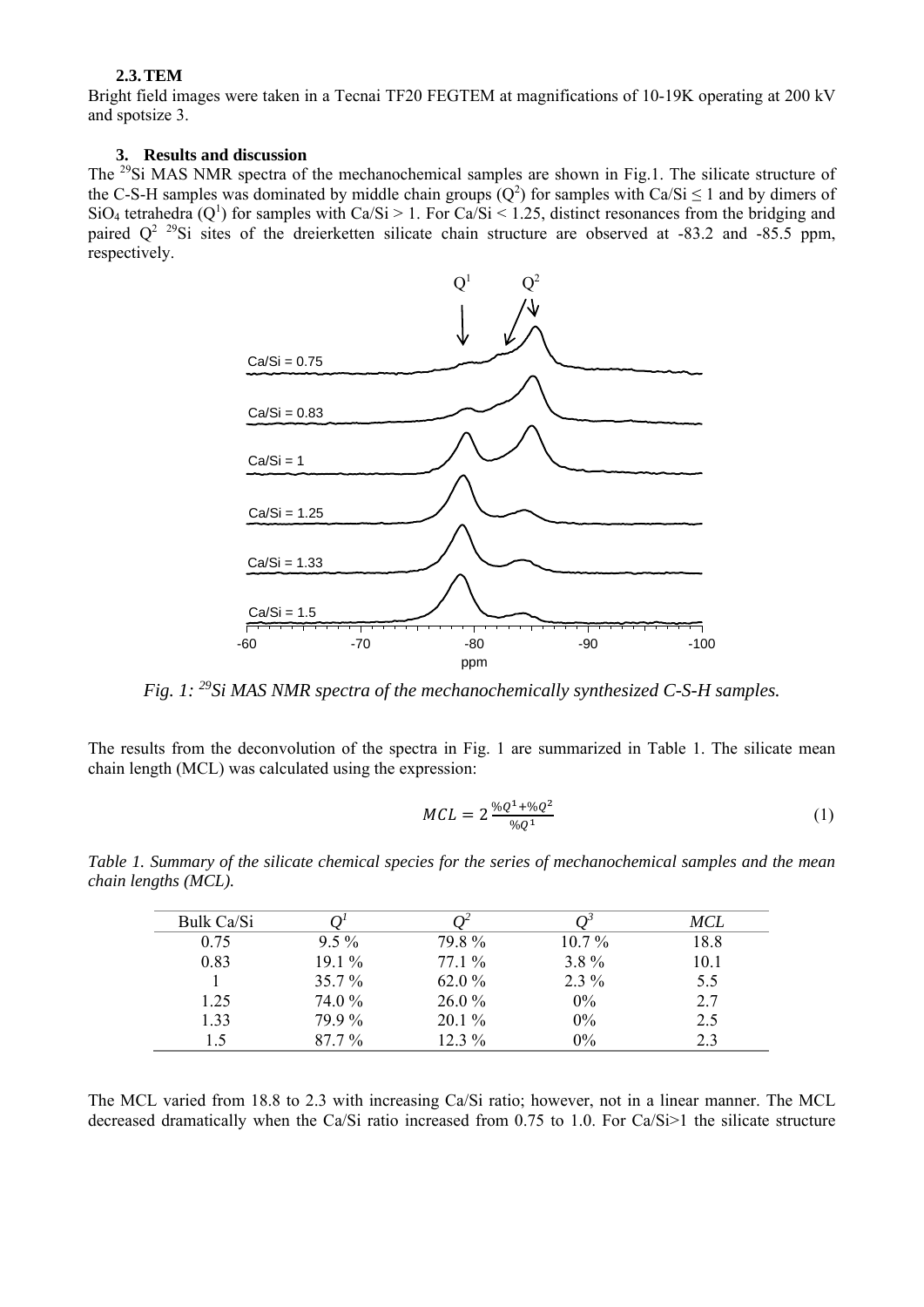### 2.3. TEM

Bright field images were taken in a Tecnai TF20 FEGTEM at magnifications of 10-19K operating at 200 kV and spotsize 3.

## 3. Results and discussion

The $^{29}$Si MAS NMR spectra of the mechanochemical samples are shown in Fig.1. The silicate structure of the C-S-H samples was dominated by middle chain groups ($Q^2$) for samples with Ca/Si $\leq$ 1 and by dimers of $SiO_4$ tetrahedra ($Q^1$) for samples with Ca/Si > 1. For Ca/Si < 1.25, distinct resonances from the bridging and paired $Q^2$ $^{29}$Si sites of the dreierketten silicate chain structure are observed at -83.2 and -85.5 ppm, respectively.

*Fig. 1: $^{29}$Si MAS NMR spectra of the mechanochemically synthesized C-S-H samples.*

The results from the deconvolution of the spectra in Fig. 1 are summarized in Table 1. The silicate mean chain length (MCL) was calculated using the expression:

$$MCL = 2\frac{\%Q^1 + \%Q^2}{\%Q^1} \tag{1}$$

*Table 1. Summary of the silicate chemical species for the series of mechanochemical samples and the mean chain lengths (MCL).*

| Bulk Ca/Si | $Q^1$ | $Q^2$ | $Q^3$ | *MCL* |
|---|---|---|---|---|
| 0.75 | 9.5 % | 79.8 % | 10.7 % | 18.8 |
| 0.83 | 19.1 % | 77.1 % | 3.8 % | 10.1 |
| 1 | 35.7 % | 62.0 % | 2.3 % | 5.5 |
| 1.25 | 74.0 % | 26.0 % | 0% | 2.7 |
| 1.33 | 79.9 % | 20.1 % | 0% | 2.5 |
| 1.5 | 87.7 % | 12.3 % | 0% | 2.3 |

The MCL varied from 18.8 to 2.3 with increasing Ca/Si ratio; however, not in a linear manner. The MCL decreased dramatically when the Ca/Si ratio increased from 0.75 to 1.0. For Ca/Si>1 the silicate structure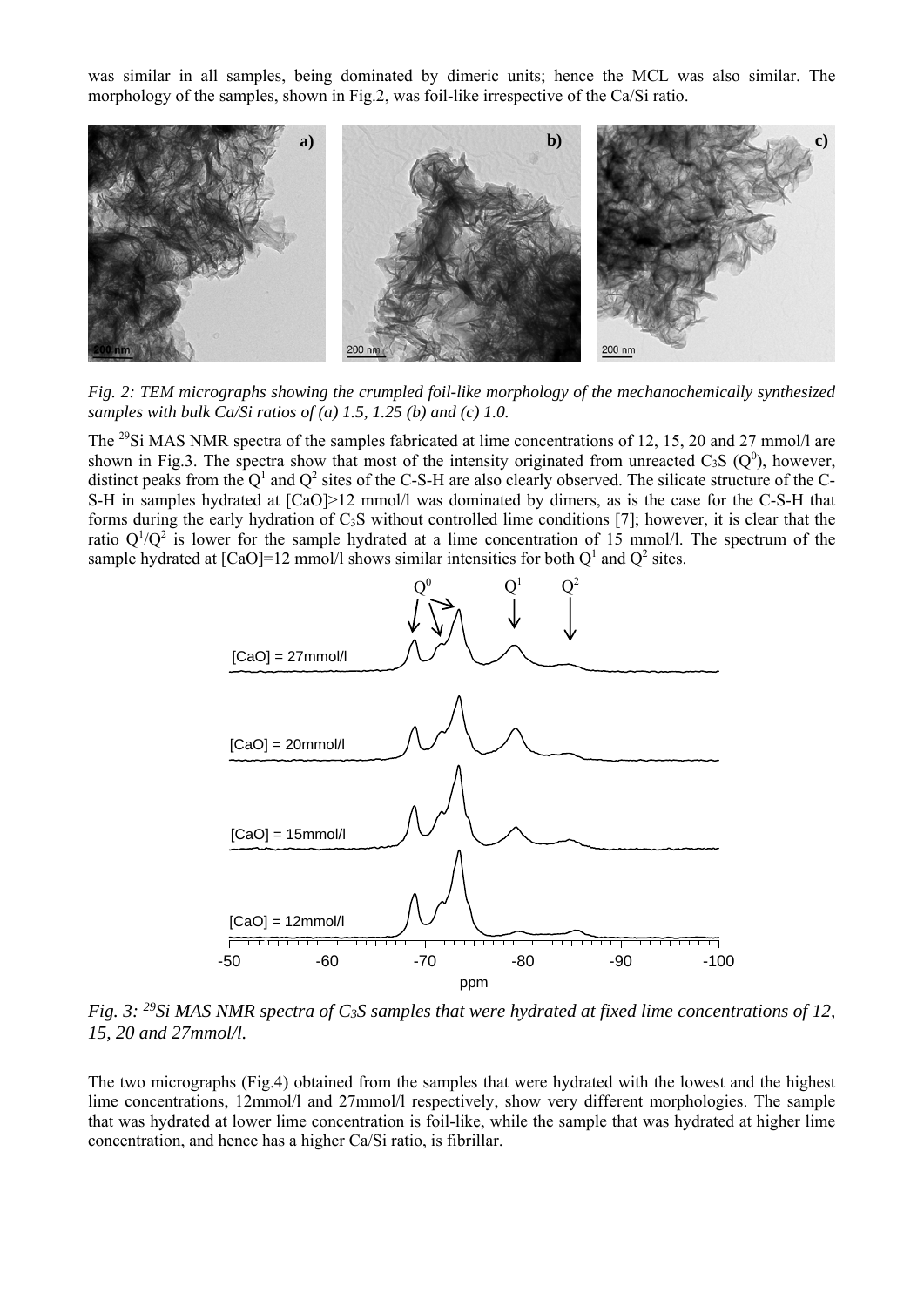was similar in all samples, being dominated by dimeric units; hence the MCL was also similar. The morphology of the samples, shown in Fig.2, was foil-like irrespective of the Ca/Si ratio.

*Fig. 2: TEM micrographs showing the crumpled foil-like morphology of the mechanochemically synthesized samples with bulk Ca/Si ratios of (a) 1.5, 1.25 (b) and (c) 1.0.*

The $^{29}$Si MAS NMR spectra of the samples fabricated at lime concentrations of 12, 15, 20 and 27 mmol/l are shown in Fig.3. The spectra show that most of the intensity originated from unreacted $C_3S$ ($Q^0$), however, distinct peaks from the $Q^1$ and $Q^2$ sites of the C-S-H are also clearly observed. The silicate structure of the C-S-H in samples hydrated at [CaO]>12 mmol/l was dominated by dimers, as is the case for the C-S-H that forms during the early hydration of $C_3S$ without controlled lime conditions [7]; however, it is clear that the ratio $Q^1/Q^2$ is lower for the sample hydrated at a lime concentration of 15 mmol/l. The spectrum of the sample hydrated at [CaO]=12 mmol/l shows similar intensities for both $Q^1$ and $Q^2$ sites.

*Fig. 3: $^{29}$Si MAS NMR spectra of $C_3S$ samples that were hydrated at fixed lime concentrations of 12, 15, 20 and 27mmol/l.*

The two micrographs (Fig.4) obtained from the samples that were hydrated with the lowest and the highest lime concentrations, 12mmol/l and 27mmol/l respectively, show very different morphologies. The sample that was hydrated at lower lime concentration is foil-like, while the sample that was hydrated at higher lime concentration, and hence has a higher Ca/Si ratio, is fibrillar.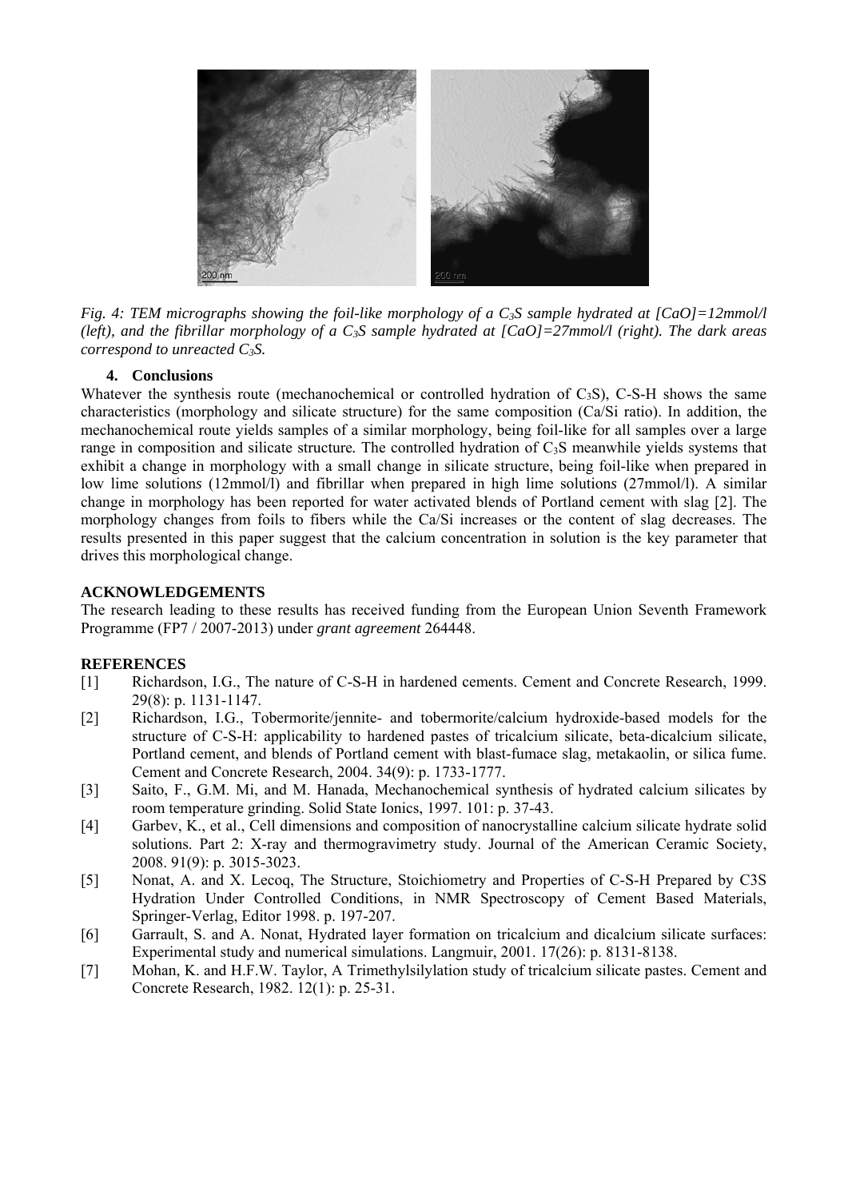200 nm

200 nm

*Fig. 4: TEM micrographs showing the foil-like morphology of a $C_3S$ sample hydrated at [CaO]=12mmol/l (left), and the fibrillar morphology of a $C_3S$ sample hydrated at [CaO]=27mmol/l (right). The dark areas correspond to unreacted $C_3S$.*

## 4. Conclusions

Whatever the synthesis route (mechanochemical or controlled hydration of $C_3S$), C-S-H shows the same characteristics (morphology and silicate structure) for the same composition (Ca/Si ratio). In addition, the mechanochemical route yields samples of a similar morphology, being foil-like for all samples over a large range in composition and silicate structure. The controlled hydration of $C_3S$ meanwhile yields systems that exhibit a change in morphology with a small change in silicate structure, being foil-like when prepared in low lime solutions (12mmol/l) and fibrillar when prepared in high lime solutions (27mmol/l). A similar change in morphology has been reported for water activated blends of Portland cement with slag [2]. The morphology changes from foils to fibers while the Ca/Si increases or the content of slag decreases. The results presented in this paper suggest that the calcium concentration in solution is the key parameter that drives this morphological change.

## ACKNOWLEDGEMENTS

The research leading to these results has received funding from the European Union Seventh Framework Programme (FP7 / 2007-2013) under *grant agreement* 264448.

## REFERENCES

[1] Richardson, I.G., The nature of C-S-H in hardened cements. Cement and Concrete Research, 1999. 29(8): p. 1131-1147.

[2] Richardson, I.G., Tobermorite/jennite- and tobermorite/calcium hydroxide-based models for the structure of C-S-H: applicability to hardened pastes of tricalcium silicate, beta-dicalcium silicate, Portland cement, and blends of Portland cement with blast-fumace slag, metakaolin, or silica fume. Cement and Concrete Research, 2004. 34(9): p. 1733-1777.

[3] Saito, F., G.M. Mi, and M. Hanada, Mechanochemical synthesis of hydrated calcium silicates by room temperature grinding. Solid State Ionics, 1997. 101: p. 37-43.

[4] Garbev, K., et al., Cell dimensions and composition of nanocrystalline calcium silicate hydrate solid solutions. Part 2: X-ray and thermogravimetry study. Journal of the American Ceramic Society, 2008. 91(9): p. 3015-3023.

[5] Nonat, A. and X. Lecoq, The Structure, Stoichiometry and Properties of C-S-H Prepared by C3S Hydration Under Controlled Conditions, in NMR Spectroscopy of Cement Based Materials, Springer-Verlag, Editor 1998. p. 197-207.

[6] Garrault, S. and A. Nonat, Hydrated layer formation on tricalcium and dicalcium silicate surfaces: Experimental study and numerical simulations. Langmuir, 2001. 17(26): p. 8131-8138.

[7] Mohan, K. and H.F.W. Taylor, A Trimethylsilylation study of tricalcium silicate pastes. Cement and Concrete Research, 1982. 12(1): p. 25-31.